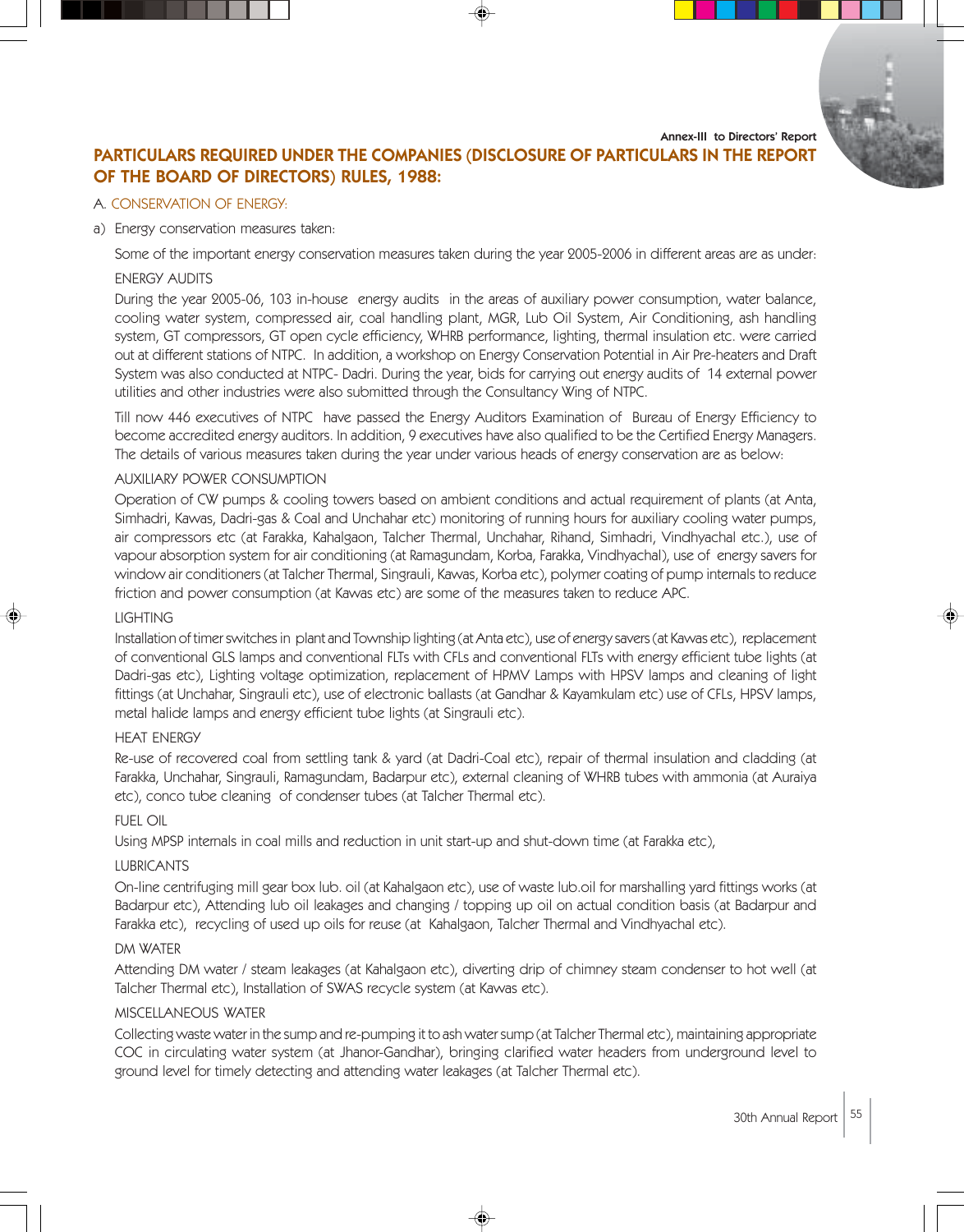Annex-III to Directors' Report

# PARTICULARS REQUIRED UNDER THE COMPANIES (DISCLOSURE OF PARTICULARS IN THE REPORT OF THE BOARD OF DIRECTORS) RULES, 1988:

## A. CONSERVATION OF ENERGY:

a) Energy conservation measures taken:

Some of the important energy conservation measures taken during the year 2005-2006 in different areas are as under:

### ENERGY AUDITS

During the year 2005-06, 103 in-house energy audits in the areas of auxiliary power consumption, water balance, cooling water system, compressed air, coal handling plant, MGR, Lub Oil System, Air Conditioning, ash handling system, GT compressors, GT open cycle efficiency, WHRB performance, lighting, thermal insulation etc. were carried out at different stations of NTPC. In addition, a workshop on Energy Conservation Potential in Air Pre-heaters and Draft System was also conducted at NTPC- Dadri. During the year, bids for carrying out energy audits of 14 external power utilities and other industries were also submitted through the Consultancy Wing of NTPC.

Till now 446 executives of NTPC have passed the Energy Auditors Examination of Bureau of Energy Efficiency to become accredited energy auditors. In addition, 9 executives have also qualified to be the Certified Energy Managers. The details of various measures taken during the year under various heads of energy conservation are as below:

### AUXILIARY POWER CONSUMPTION

Operation of CW pumps & cooling towers based on ambient conditions and actual requirement of plants (at Anta, Simhadri, Kawas, Dadri-gas & Coal and Unchahar etc) monitoring of running hours for auxiliary cooling water pumps, air compressors etc (at Farakka, Kahalgaon, Talcher Thermal, Unchahar, Rihand, Simhadri, Vindhyachal etc.), use of vapour absorption system for air conditioning (at Ramagundam, Korba, Farakka, Vindhyachal), use of energy savers for window air conditioners (at Talcher Thermal, Singrauli, Kawas, Korba etc), polymer coating of pump internals to reduce friction and power consumption (at Kawas etc) are some of the measures taken to reduce APC.

### LIGHTING

Installation of timer switches in plant and Township lighting (at Anta etc), use of energy savers (at Kawas etc), replacement of conventional GLS lamps and conventional FLTs with CFLs and conventional FLTs with energy efficient tube lights (at Dadri-gas etc), Lighting voltage optimization, replacement of HPMV Lamps with HPSV lamps and cleaning of light fittings (at Unchahar, Singrauli etc), use of electronic ballasts (at Gandhar & Kayamkulam etc) use of CFLs, HPSV lamps, metal halide lamps and energy efficient tube lights (at Singrauli etc).

### HEAT ENERGY

Re-use of recovered coal from settling tank & yard (at Dadri-Coal etc), repair of thermal insulation and cladding (at Farakka, Unchahar, Singrauli, Ramagundam, Badarpur etc), external cleaning of WHRB tubes with ammonia (at Auraiya etc), conco tube cleaning of condenser tubes (at Talcher Thermal etc).

### FUEL OIL

Using MPSP internals in coal mills and reduction in unit start-up and shut-down time (at Farakka etc),

### LUBRICANTS

On-line centrifuging mill gear box lub. oil (at Kahalgaon etc), use of waste lub.oil for marshalling yard fittings works (at Badarpur etc), Attending lub oil leakages and changing / topping up oil on actual condition basis (at Badarpur and Farakka etc), recycling of used up oils for reuse (at Kahalgaon, Talcher Thermal and Vindhyachal etc).

### DM WATER

Attending DM water / steam leakages (at Kahalgaon etc), diverting drip of chimney steam condenser to hot well (at Talcher Thermal etc), Installation of SWAS recycle system (at Kawas etc).

### MISCELLANEOUS WATER

Collecting waste water in the sump and re-pumping it to ash water sump (at Talcher Thermal etc), maintaining appropriate COC in circulating water system (at Jhanor-Gandhar), bringing clarified water headers from underground level to ground level for timely detecting and attending water leakages (at Talcher Thermal etc).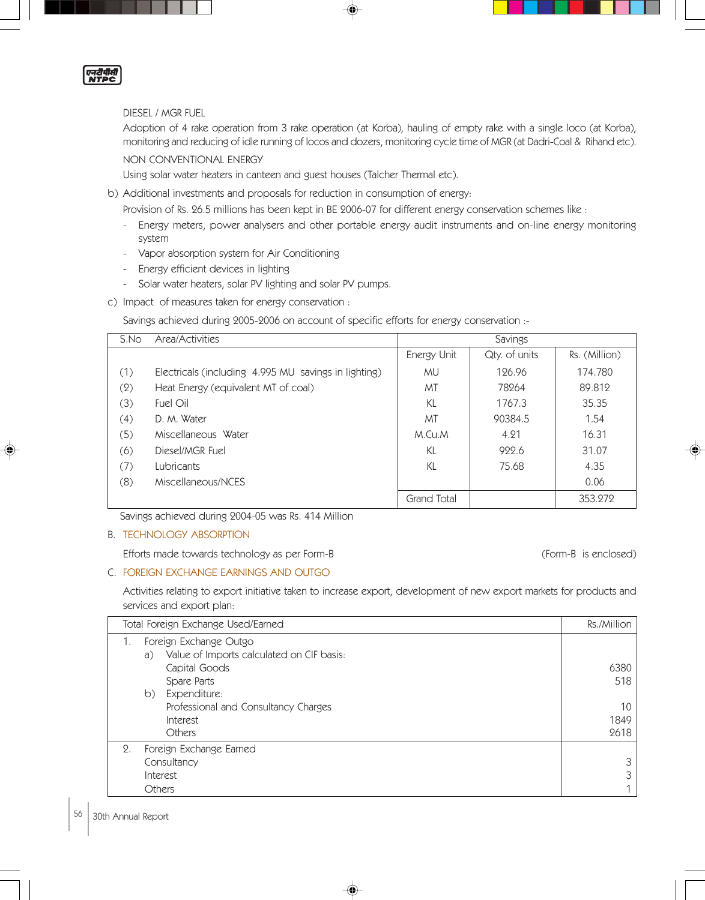DIESEL / MGR FUEL

Adoption of 4 rake operation from 3 rake operation (at Korba), hauling of empty rake with a single loco (at Korba), monitoring and reducing of idle running of locos and dozers, monitoring cycle time of MGR (at Dadri-Coal & Rihand etc).

NON CONVENTIONAL ENERGY

Using solar water heaters in canteen and guest houses (Talcher Thermal etc).

b) Additional investments and proposals for reduction in consumption of energy:

Provision of Rs. 26.5 millions has been kept in BE 2006-07 for different energy conservation schemes like :

- Energy meters, power analysers and other portable energy audit instruments and on-line energy monitoring system
- Vapor absorption system for Air Conditioning
- Energy efficient devices in lighting
- Solar water heaters, solar PV lighting and solar PV pumps.

c) Impact of measures taken for energy conservation :

Savings achieved during 2005-2006 on account of specific efforts for energy conservation :-

| S.No | Area/Activities | Savings | | |
|---|---|---|---|---|
| | | Energy Unit | Qty. of units | Rs. (Million) |
| (1) | Electricals (including 4.995 MU savings in lighting) | MU | 126.96 | 174.780 |
| (2) | Heat Energy (equivalent MT of coal) | MT | 78264 | 89.812 |
| (3) | Fuel Oil | KL | 1767.3 | 35.35 |
| (4) | D. M. Water | MT | 90384.5 | 1.54 |
| (5) | Miscellaneous Water | M.Cu.M | 4.21 | 16.31 |
| (6) | Diesel/MGR Fuel | KL | 922.6 | 31.07 |
| (7) | Lubricants | KL | 75.68 | 4.35 |
| (8) | Miscellaneous/NCES | | | 0.06 |
| | | Grand Total | | 353.272 |

Savings achieved during 2004-05 was Rs. 414 Million

B. TECHNOLOGY ABSORPTION

Efforts made towards technology as per Form-B (Form-B is enclosed)

C. FOREIGN EXCHANGE EARNINGS AND OUTGO

Activities relating to export initiative taken to increase export, development of new export markets for products and services and export plan:

| Total Foreign Exchange Used/Earned | Rs./Million |
|---|---|
| 1. Foreign Exchange Outgo | |
| a) Value of Imports calculated on CIF basis: | |
| Capital Goods | 6380 |
| Spare Parts | 518 |
| b) Expenditure: | |
| Professional and Consultancy Charges | 10 |
| Interest | 1849 |
| Others | 2618 |
| 2. Foreign Exchange Earned | |
| Consultancy | 3 |
| Interest | 3 |
| Others | 1 |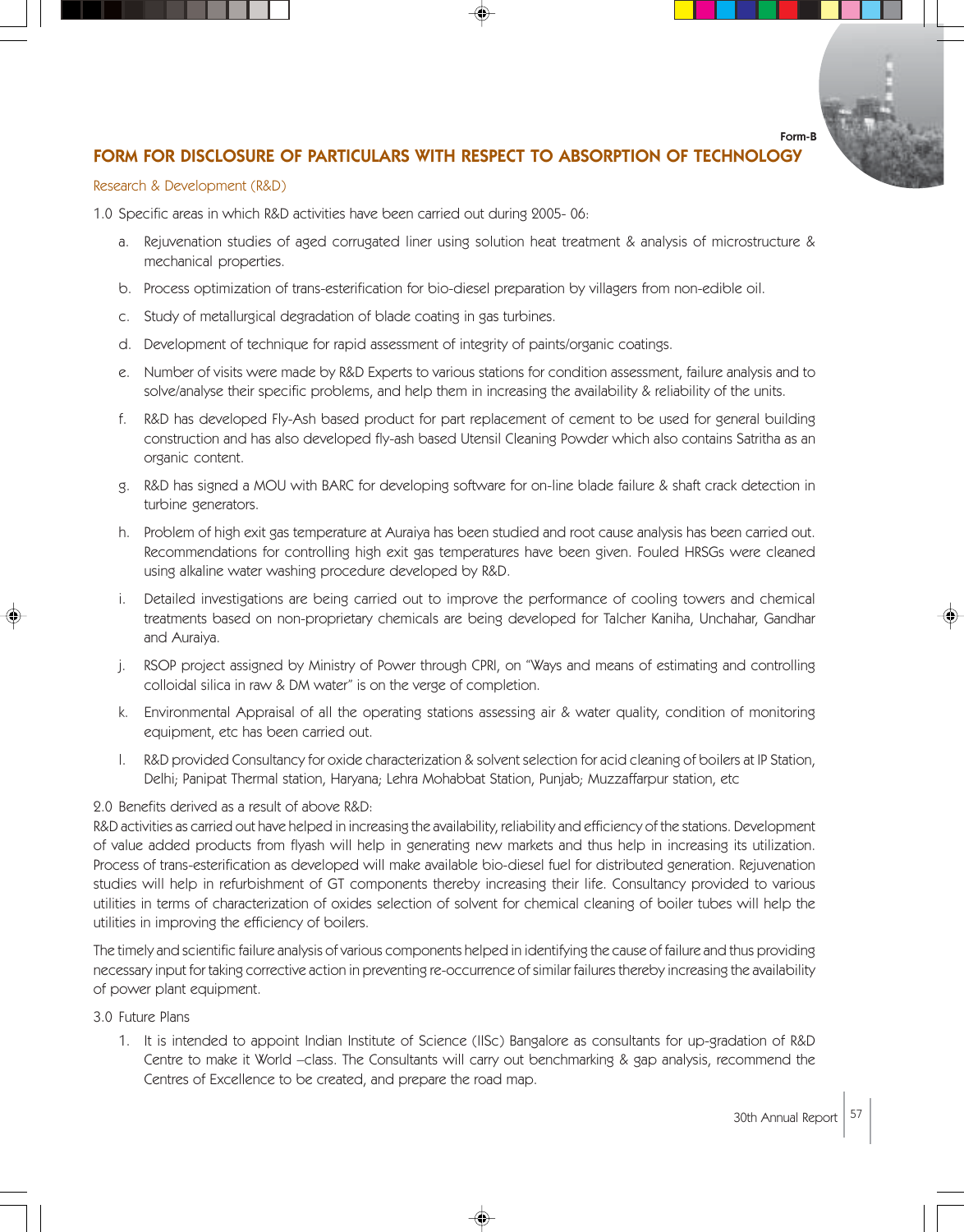Form-B

## FORM FOR DISCLOSURE OF PARTICULARS WITH RESPECT TO ABSORPTION OF TECHNOLOGY

### Research & Development (R&D)

1.0 Specific areas in which R&D activities have been carried out during 2005- 06:

a. Rejuvenation studies of aged corrugated liner using solution heat treatment & analysis of microstructure & mechanical properties.

b. Process optimization of trans-esterification for bio-diesel preparation by villagers from non-edible oil.

c. Study of metallurgical degradation of blade coating in gas turbines.

d. Development of technique for rapid assessment of integrity of paints/organic coatings.

e. Number of visits were made by R&D Experts to various stations for condition assessment, failure analysis and to solve/analyse their specific problems, and help them in increasing the availability & reliability of the units.

f. R&D has developed Fly-Ash based product for part replacement of cement to be used for general building construction and has also developed fly-ash based Utensil Cleaning Powder which also contains Satritha as an organic content.

g. R&D has signed a MOU with BARC for developing software for on-line blade failure & shaft crack detection in turbine generators.

h. Problem of high exit gas temperature at Auraiya has been studied and root cause analysis has been carried out. Recommendations for controlling high exit gas temperatures have been given. Fouled HRSGs were cleaned using alkaline water washing procedure developed by R&D.

i. Detailed investigations are being carried out to improve the performance of cooling towers and chemical treatments based on non-proprietary chemicals are being developed for Talcher Kaniha, Unchahar, Gandhar and Auraiya.

j. RSOP project assigned by Ministry of Power through CPRI, on "Ways and means of estimating and controlling colloidal silica in raw & DM water" is on the verge of completion.

k. Environmental Appraisal of all the operating stations assessing air & water quality, condition of monitoring equipment, etc has been carried out.

l. R&D provided Consultancy for oxide characterization & solvent selection for acid cleaning of boilers at IP Station, Delhi; Panipat Thermal station, Haryana; Lehra Mohabbat Station, Punjab; Muzzaffarpur station, etc

2.0 Benefits derived as a result of above R&D:

R&D activities as carried out have helped in increasing the availability, reliability and efficiency of the stations. Development of value added products from flyash will help in generating new markets and thus help in increasing its utilization. Process of trans-esterification as developed will make available bio-diesel fuel for distributed generation. Rejuvenation studies will help in refurbishment of GT components thereby increasing their life. Consultancy provided to various utilities in terms of characterization of oxides selection of solvent for chemical cleaning of boiler tubes will help the utilities in improving the efficiency of boilers.

The timely and scientific failure analysis of various components helped in identifying the cause of failure and thus providing necessary input for taking corrective action in preventing re-occurrence of similar failures thereby increasing the availability of power plant equipment.

3.0 Future Plans

1. It is intended to appoint Indian Institute of Science (IISc) Bangalore as consultants for up-gradation of R&D Centre to make it World –class. The Consultants will carry out benchmarking & gap analysis, recommend the Centres of Excellence to be created, and prepare the road map.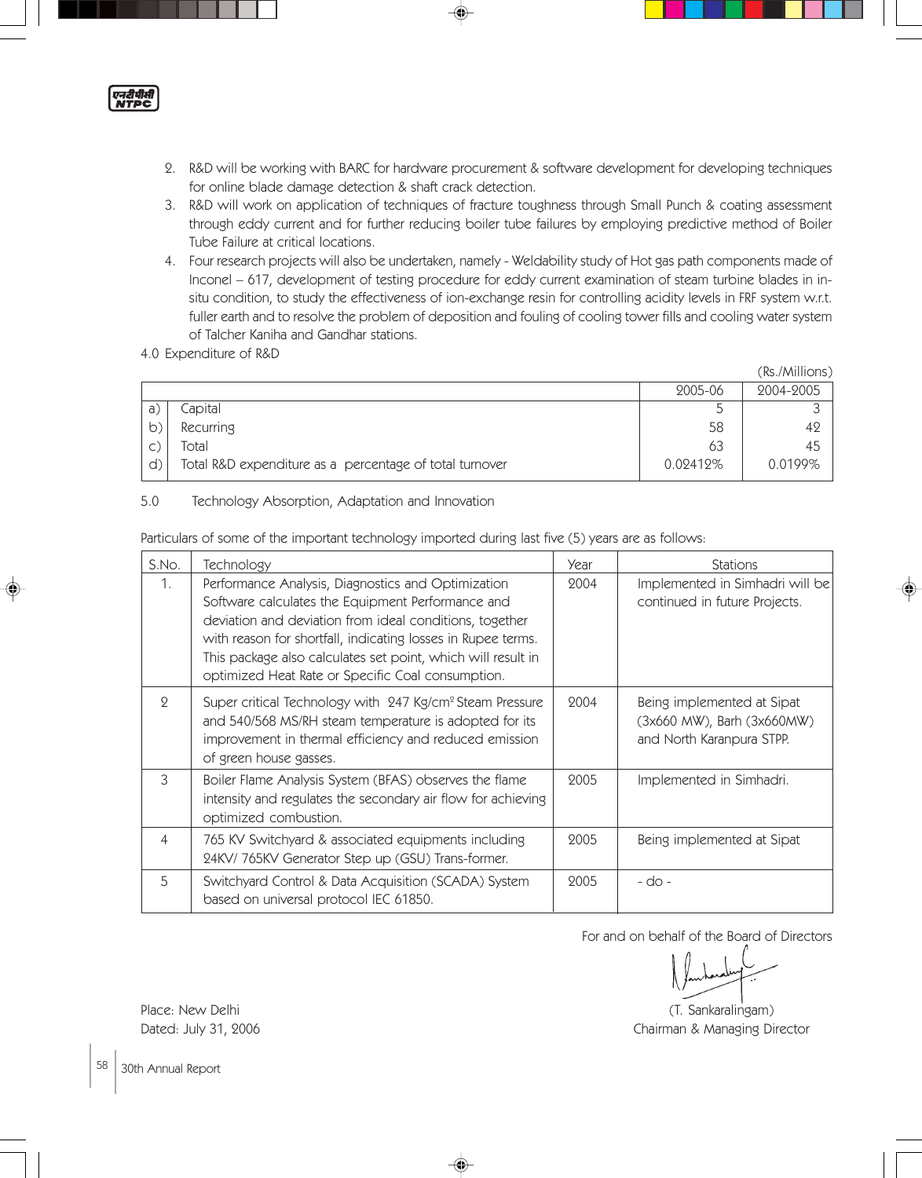2. R&D will be working with BARC for hardware procurement & software development for developing techniques for online blade damage detection & shaft crack detection.
3. R&D will work on application of techniques of fracture toughness through Small Punch & coating assessment through eddy current and for further reducing boiler tube failures by employing predictive method of Boiler Tube Failure at critical locations.
4. Four research projects will also be undertaken, namely - Weldability study of Hot gas path components made of Inconel – 617, development of testing procedure for eddy current examination of steam turbine blades in in-situ condition, to study the effectiveness of ion-exchange resin for controlling acidity levels in FRF system w.r.t. fuller earth and to resolve the problem of deposition and fouling of cooling tower fills and cooling water system of Talcher Kaniha and Gandhar stations.

4.0 Expenditure of R&D

(Rs./Millions)

| | | 2005-06 | 2004-2005 |
|---|---|---|---|
| a) | Capital | 5 | 3 |
| b) | Recurring | 58 | 42 |
| c) | Total | 63 | 45 |
| d) | Total R&D expenditure as a percentage of total turnover | 0.02412% | 0.0199% |

5.0 Technology Absorption, Adaptation and Innovation

Particulars of some of the important technology imported during last five (5) years are as follows:

| S.No. | Technology | Year | Stations |
|---|---|---|---|
| 1. | Performance Analysis, Diagnostics and Optimization Software calculates the Equipment Performance and deviation and deviation from ideal conditions, together with reason for shortfall, indicating losses in Rupee terms. This package also calculates set point, which will result in optimized Heat Rate or Specific Coal consumption. | 2004 | Implemented in Simhadri will be continued in future Projects. |
| 2 | Super critical Technology with 247 Kg/cm² Steam Pressure and 540/568 MS/RH steam temperature is adopted for its improvement in thermal efficiency and reduced emission of green house gasses. | 2004 | Being implemented at Sipat (3x660 MW), Barh (3x660MW) and North Karanpura STPP. |
| 3 | Boiler Flame Analysis System (BFAS) observes the flame intensity and regulates the secondary air flow for achieving optimized combustion. | 2005 | Implemented in Simhadri. |
| 4 | 765 KV Switchyard & associated equipments including 24KV/ 765KV Generator Step up (GSU) Trans-former. | 2005 | Being implemented at Sipat |
| 5 | Switchyard Control & Data Acquisition (SCADA) System based on universal protocol IEC 61850. | 2005 | - do - |

For and on behalf of the Board of Directors

(T. Sankaralingam)
Chairman & Managing Director

Place: New Delhi
Dated: July 31, 2006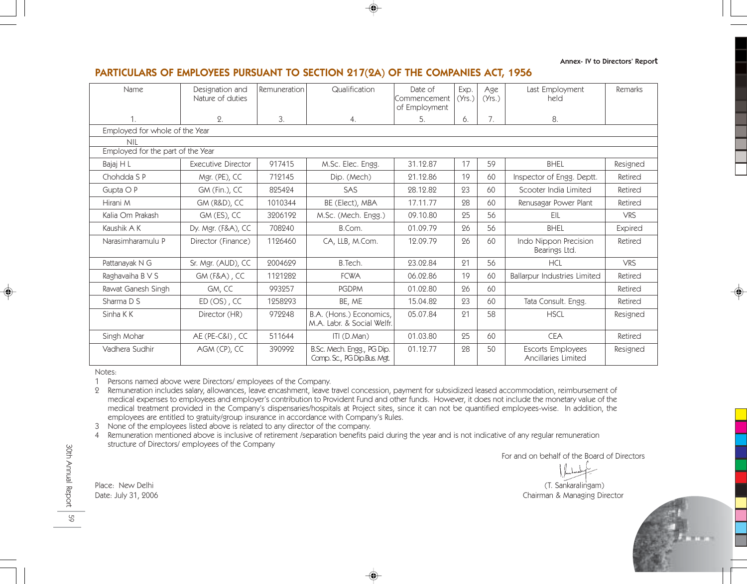Annex- IV to Directors' Report

## PARTICULARS OF EMPLOYEES PURSUANT TO SECTION 217(2A) OF THE COMPANIES ACT, 1956

| Name | Designation and Nature of duties | Remuneration | Qualification | Date of Commencement of Employment | Exp. (Yrs.) | Age (Yrs.) | Last Employment held | Remarks |
|---|---|---|---|---|---|---|---|---|
| 1. | 2. | 3. | 4. | 5. | 6. | 7. | 8. | |
| Employed for whole of the Year | | | | | | | | |
| NIL | | | | | | | | |
| Employed for the part of the Year | | | | | | | | |
| Bajaj H L | Executive Director | 917415 | M.Sc. Elec. Engg. | 31.12.87 | 17 | 59 | BHEL | Resigned |
| Chohdda S P | Mgr. (PE), CC | 712145 | Dip. (Mech) | 21.12.86 | 19 | 60 | Inspector of Engg. Deptt. | Retired |
| Gupta O P | GM (Fin.), CC | 825424 | SAS | 28.12.82 | 23 | 60 | Scooter India Limited | Retired |
| Hirani M | GM (R&D), CC | 1010344 | BE (Elect), MBA | 17.11.77 | 28 | 60 | Renusagar Power Plant | Retired |
| Kalia Om Prakash | GM (ES), CC | 3206192 | M.Sc. (Mech. Engg.) | 09.10.80 | 25 | 56 | EIL | VRS |
| Kaushik A K | Dy. Mgr. (F&A), CC | 708240 | B.Com. | 01.09.79 | 26 | 56 | BHEL | Expired |
| Narasimharamulu P | Director (Finance) | 1126460 | CA, LLB, M.Com. | 12.09.79 | 26 | 60 | Indo Nippon Precision Bearings Ltd. | Retired |
| Pattanayak N G | Sr. Mgr. (AUD), CC | 2004629 | B.Tech. | 23.02.84 | 21 | 56 | HCL | VRS |
| Raghavaiha B V S | GM (F&A) , CC | 1121282 | FCWA | 06.02.86 | 19 | 60 | Ballarpur Industries Limited | Retired |
| Rawat Ganesh Singh | GM, CC | 993257 | PGDPM | 01.02.80 | 26 | 60 | | Retired |
| Sharma D S | ED (OS) , CC | 1258293 | BE, ME | 15.04.82 | 23 | 60 | Tata Consult. Engg. | Retired |
| Sinha K K | Director (HR) | 972248 | B.A. (Hons.) Economics, M.A. Labr. & Social Welfr. | 05.07.84 | 21 | 58 | HSCL | Resigned |
| Singh Mohar | AE (PE-C&I) , CC | 511644 | ITI (D.Man) | 01.03.80 | 25 | 60 | CEA | Retired |
| Vadhera Sudhir | AGM (CP), CC | 390992 | B.Sc. Mech. Engg., PG Dip. Comp. Sc., PG Dip.Bus. Mgt. | 01.12.77 | 28 | 50 | Escorts Employees Ancillaries Limited | Resigned |

Notes:

1. Persons named above were Directors/ employees of the Company.
2. Remuneration includes salary, allowances, leave encashment, leave travel concession, payment for subsidized leased accommodation, reimbursement of medical expenses to employees and employer's contribution to Provident Fund and other funds. However, it does not include the monetary value of the medical treatment provided in the Company's dispensaries/hospitals at Project sites, since it can not be quantified employees-wise. In addition, the employees are entitled to gratuity/group insurance in accordance with Company's Rules.
3. None of the employees listed above is related to any director of the company.
4. Remuneration mentioned above is inclusive of retirement /separation benefits paid during the year and is not indicative of any regular remuneration structure of Directors/ employees of the Company

For and on behalf of the Board of Directors

(T. Sankaralingam)
Chairman & Managing Director

Place: New Delhi
Date: July 31, 2006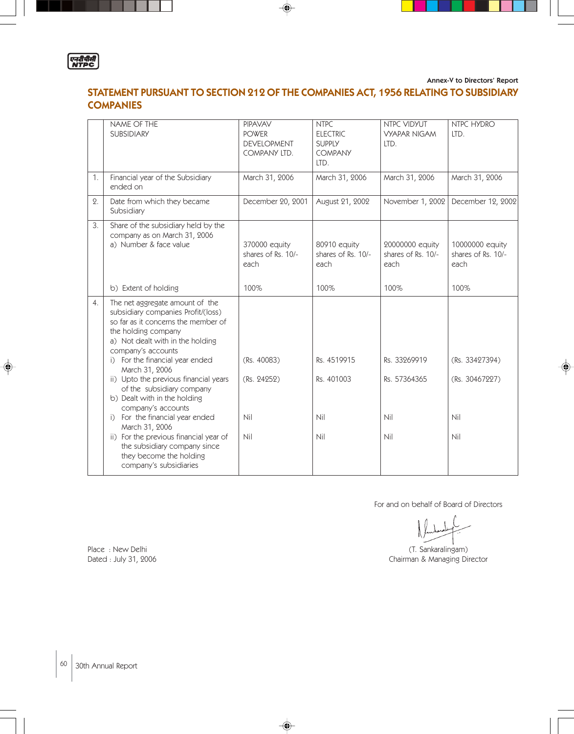Annex-V to Directors' Report

# STATEMENT PURSUANT TO SECTION 212 OF THE COMPANIES ACT, 1956 RELATING TO SUBSIDIARY COMPANIES

| | NAME OF THE SUBSIDIARY | PIPAVAV POWER DEVELOPMENT COMPANY LTD. | NTPC ELECTRIC SUPPLY COMPANY LTD. | NTPC VIDYUT VYAPAR NIGAM LTD. | NTPC HYDRO LTD. |
|---|---|---|---|---|---|
| 1. | Financial year of the Subsidiary ended on | March 31, 2006 | March 31, 2006 | March 31, 2006 | March 31, 2006 |
| 2. | Date from which they became Subsidiary | December 20, 2001 | August 21, 2002 | November 1, 2002 | December 12, 2002 |
| 3. | Share of the subsidiary held by the company as on March 31, 2006 | | | | |
| | a) Number & face value | 370000 equity shares of Rs. 10/- each | 80910 equity shares of Rs. 10/- each | 20000000 equity shares of Rs. 10/- each | 10000000 equity shares of Rs. 10/- each |
| | b) Extent of holding | 100% | 100% | 100% | 100% |
| 4. | The net aggregate amount of the subsidiary companies Profit/(loss) so far as it concerns the member of the holding company | | | | |
| | a) Not dealt with in the holding company's accounts | | | | |
| | i) For the financial year ended March 31, 2006 | (Rs. 40083) | Rs. 4519915 | Rs. 33269919 | (Rs. 33427394) |
| | ii) Upto the previous financial years of the subsidiary company | (Rs. 24252) | Rs. 401003 | Rs. 57364365 | (Rs. 30467227) |
| | b) Dealt with in the holding company's accounts | | | | |
| | i) For the financial year ended March 31, 2006 | Nil | Nil | Nil | Nil |
| | ii) For the previous financial year of the subsidiary company since they become the holding company's subsidiaries | Nil | Nil | Nil | Nil |

For and on behalf of Board of Directors

(T. Sankaralingam)
Chairman & Managing Director

Place : New Delhi
Dated : July 31, 2006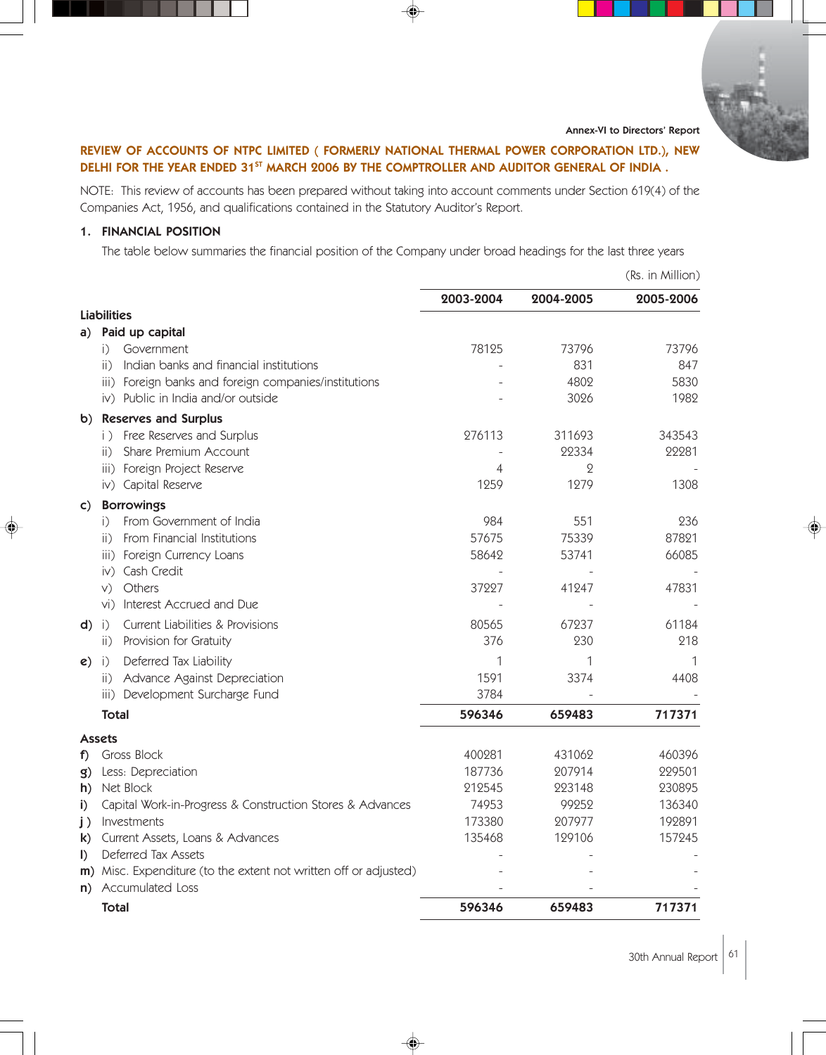Annex-VI to Directors' Report

## REVIEW OF ACCOUNTS OF NTPC LIMITED ( FORMERLY NATIONAL THERMAL POWER CORPORATION LTD.), NEW DELHI FOR THE YEAR ENDED 31ST MARCH 2006 BY THE COMPTROLLER AND AUDITOR GENERAL OF INDIA .

NOTE: This review of accounts has been prepared without taking into account comments under Section 619(4) of the Companies Act, 1956, and qualifications contained in the Statutory Auditor's Report.

### 1. FINANCIAL POSITION

The table below summaries the financial position of the Company under broad headings for the last three years

(Rs. in Million)

| | 2003-2004 | 2004-2005 | 2005-2006 |
|---|---|---|---|
| **Liabilities** | | | |
| **a) Paid up capital** | | | |
| i) Government | 78125 | 73796 | 73796 |
| ii) Indian banks and financial institutions | - | 831 | 847 |
| iii) Foreign banks and foreign companies/institutions | - | 4802 | 5830 |
| iv) Public in India and/or outside | - | 3026 | 1982 |
| **b) Reserves and Surplus** | | | |
| i ) Free Reserves and Surplus | 276113 | 311693 | 343543 |
| ii) Share Premium Account | - | 22334 | 22281 |
| iii) Foreign Project Reserve | 4 | 2 | - |
| iv) Capital Reserve | 1259 | 1279 | 1308 |
| **c) Borrowings** | | | |
| i) From Government of India | 984 | 551 | 236 |
| ii) From Financial Institutions | 57675 | 75339 | 87821 |
| iii) Foreign Currency Loans | 58642 | 53741 | 66085 |
| iv) Cash Credit | - | - | - |
| v) Others | 37227 | 41247 | 47831 |
| vi) Interest Accrued and Due | - | - | - |
| **d)** i) Current Liabilities & Provisions | 80565 | 67237 | 61184 |
| ii) Provision for Gratuity | 376 | 230 | 218 |
| **e)** i) Deferred Tax Liability | 1 | 1 | 1 |
| ii) Advance Against Depreciation | 1591 | 3374 | 4408 |
| iii) Development Surcharge Fund | 3784 | - | - |
| **Total** | **596346** | **659483** | **717371** |
| **Assets** | | | |
| **f)** Gross Block | 400281 | 431062 | 460396 |
| **g)** Less: Depreciation | 187736 | 207914 | 229501 |
| **h)** Net Block | 212545 | 223148 | 230895 |
| **i)** Capital Work-in-Progress & Construction Stores & Advances | 74953 | 99252 | 136340 |
| **j )** Investments | 173380 | 207977 | 192891 |
| **k)** Current Assets, Loans & Advances | 135468 | 129106 | 157245 |
| **l)** Deferred Tax Assets | - | - | - |
| **m)** Misc. Expenditure (to the extent not written off or adjusted) | - | - | - |
| **n)** Accumulated Loss | - | - | - |
| **Total** | **596346** | **659483** | **717371** |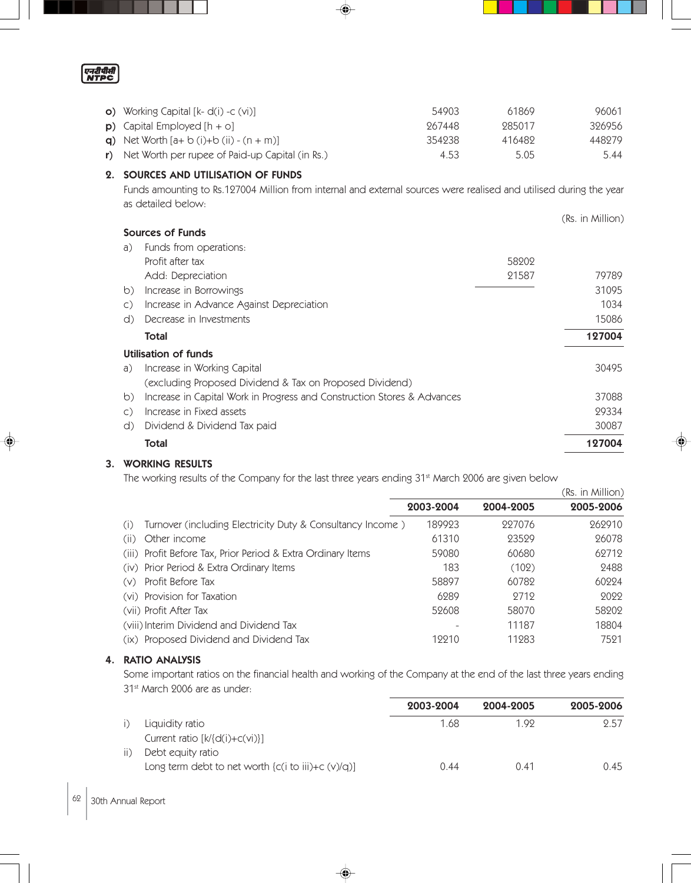| | | | | |
|---|---|---|---|---|
| **o)** | Working Capital [k- d(i) -c (vi)] | 54903 | 61869 | 96061 |
| **p)** | Capital Employed [h + o] | 267448 | 285017 | 326956 |
| **q)** | Net Worth [a+ b (i)+b (ii) - (n + m)] | 354238 | 416482 | 448279 |
| **r)** | Net Worth per rupee of Paid-up Capital (in Rs.) | 4.53 | 5.05 | 5.44 |

## 2. SOURCES AND UTILISATION OF FUNDS

Funds amounting to Rs.127004 Million from internal and external sources were realised and utilised during the year as detailed below:

(Rs. in Million)

| | | | |
|---|---|---|---|
| **Sources of Funds** | | | |
| a) | Funds from operations: | | |
| | Profit after tax | 58202 | |
| | Add: Depreciation | 21587 | 79789 |
| b) | Increase in Borrowings | | 31095 |
| c) | Increase in Advance Against Depreciation | | 1034 |
| d) | Decrease in Investments | | 15086 |
| | **Total** | | **127004** |
| **Utilisation of funds** | | | |
| a) | Increase in Working Capital (excluding Proposed Dividend & Tax on Proposed Dividend) | | 30495 |
| b) | Increase in Capital Work in Progress and Construction Stores & Advances | | 37088 |
| c) | Increase in Fixed assets | | 29334 |
| d) | Dividend & Dividend Tax paid | | 30087 |
| | **Total** | | **127004** |

## 3. WORKING RESULTS

The working results of the Company for the last three years ending 31st March 2006 are given below

(Rs. in Million)

| | **2003-2004** | **2004-2005** | **2005-2006** |
|---|---|---|---|
| (i) Turnover (including Electricity Duty & Consultancy Income ) | 189923 | 227076 | 262910 |
| (ii) Other income | 61310 | 23529 | 26078 |
| (iii) Profit Before Tax, Prior Period & Extra Ordinary Items | 59080 | 60680 | 62712 |
| (iv) Prior Period & Extra Ordinary Items | 183 | (102) | 2488 |
| (v) Profit Before Tax | 58897 | 60782 | 60224 |
| (vi) Provision for Taxation | 6289 | 2712 | 2022 |
| (vii) Profit After Tax | 52608 | 58070 | 58202 |
| (viii) Interim Dividend and Dividend Tax | - | 11187 | 18804 |
| (ix) Proposed Dividend and Dividend Tax | 12210 | 11283 | 7521 |

## 4. RATIO ANALYSIS

Some important ratios on the financial health and working of the Company at the end of the last three years ending 31st March 2006 are as under:

| | **2003-2004** | **2004-2005** | **2005-2006** |
|---|---|---|---|
| i) Liquidity ratio Current ratio [k/{d(i)+c(vi)}] | 1.68 | 1.92 | 2.57 |
| ii) Debt equity ratio Long term debt to net worth {c(i to iii)+c (v)/q)] | 0.44 | 0.41 | 0.45 |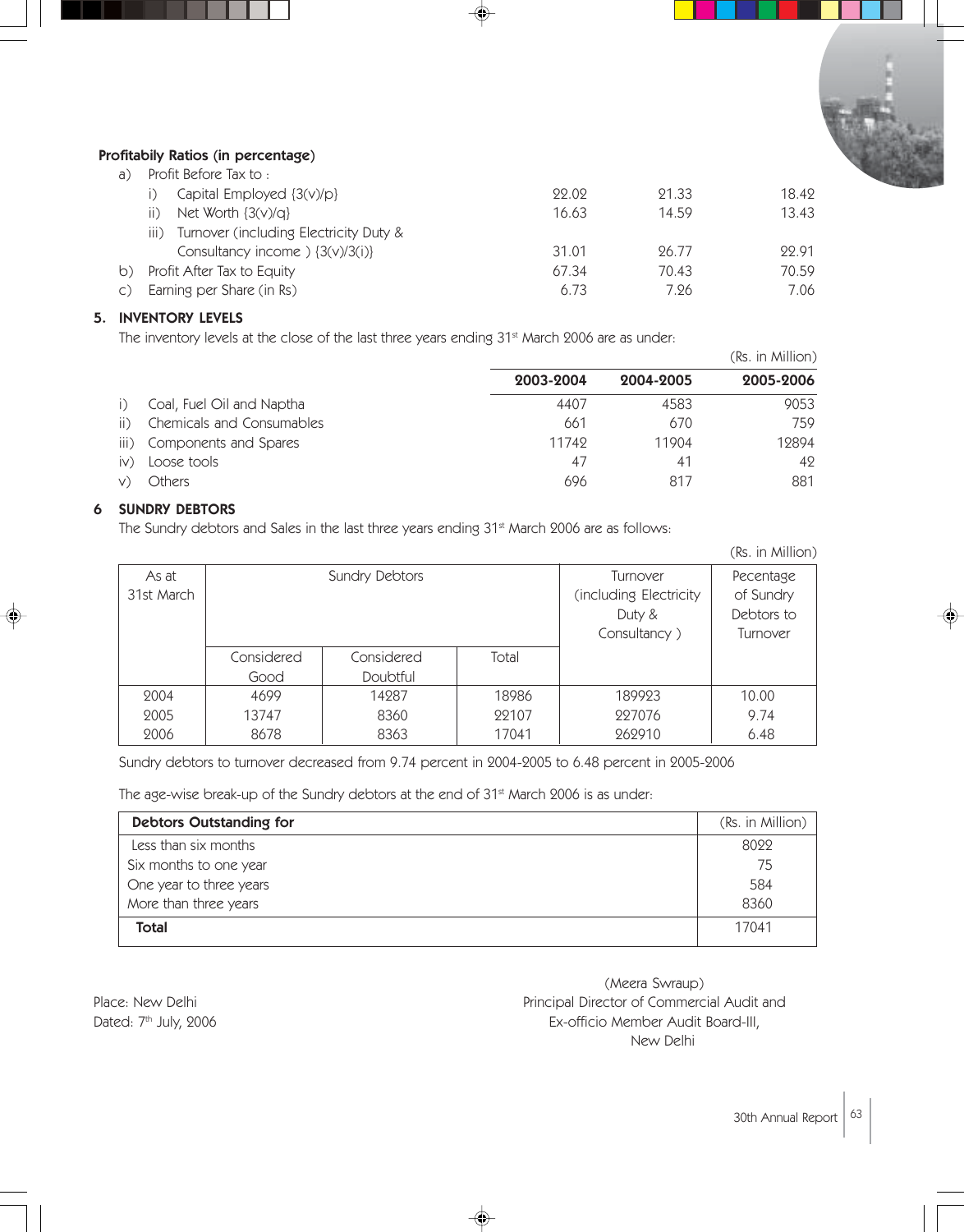**Profitabily Ratios (in percentage)**

| | | | | |
|---|---|---|---|---|
| a) | Profit Before Tax to : | | | |
| | i) Capital Employed {3(v)/p} | 22.02 | 21.33 | 18.42 |
| | ii) Net Worth {3(v)/q} | 16.63 | 14.59 | 13.43 |
| | iii) Turnover (including Electricity Duty & Consultancy income ) {3(v)/3(i)} | 31.01 | 26.77 | 22.91 |
| b) | Profit After Tax to Equity | 67.34 | 70.43 | 70.59 |
| c) | Earning per Share (in Rs) | 6.73 | 7.26 | 7.06 |

## 5. INVENTORY LEVELS

The inventory levels at the close of the last three years ending 31st March 2006 are as under:

(Rs. in Million)

| | | 2003-2004 | 2004-2005 | 2005-2006 |
|---|---|---|---|---|
| i) | Coal, Fuel Oil and Naptha | 4407 | 4583 | 9053 |
| ii) | Chemicals and Consumables | 661 | 670 | 759 |
| iii) | Components and Spares | 11742 | 11904 | 12894 |
| iv) | Loose tools | 47 | 41 | 42 |
| v) | Others | 696 | 817 | 881 |

## 6 SUNDRY DEBTORS

The Sundry debtors and Sales in the last three years ending 31st March 2006 are as follows:

(Rs. in Million)

| As at 31st March | Sundry Debtors | | | Turnover (including Electricity Duty & Consultancy ) | Pecentage of Sundry Debtors to Turnover |
|---|---|---|---|---|---|
| | Considered Good | Considered Doubtful | Total | | |
| 2004 | 4699 | 14287 | 18986 | 189923 | 10.00 |
| 2005 | 13747 | 8360 | 22107 | 227076 | 9.74 |
| 2006 | 8678 | 8363 | 17041 | 262910 | 6.48 |

Sundry debtors to turnover decreased from 9.74 percent in 2004-2005 to 6.48 percent in 2005-2006

The age-wise break-up of the Sundry debtors at the end of 31st March 2006 is as under:

| **Debtors Outstanding for** | (Rs. in Million) |
|---|---|
| Less than six months | 8022 |
| Six months to one year | 75 |
| One year to three years | 584 |
| More than three years | 8360 |
| **Total** | 17041 |

Place: New Delhi
Dated: 7th July, 2006

(Meera Swraup)
Principal Director of Commercial Audit and
Ex-officio Member Audit Board-III,
New Delhi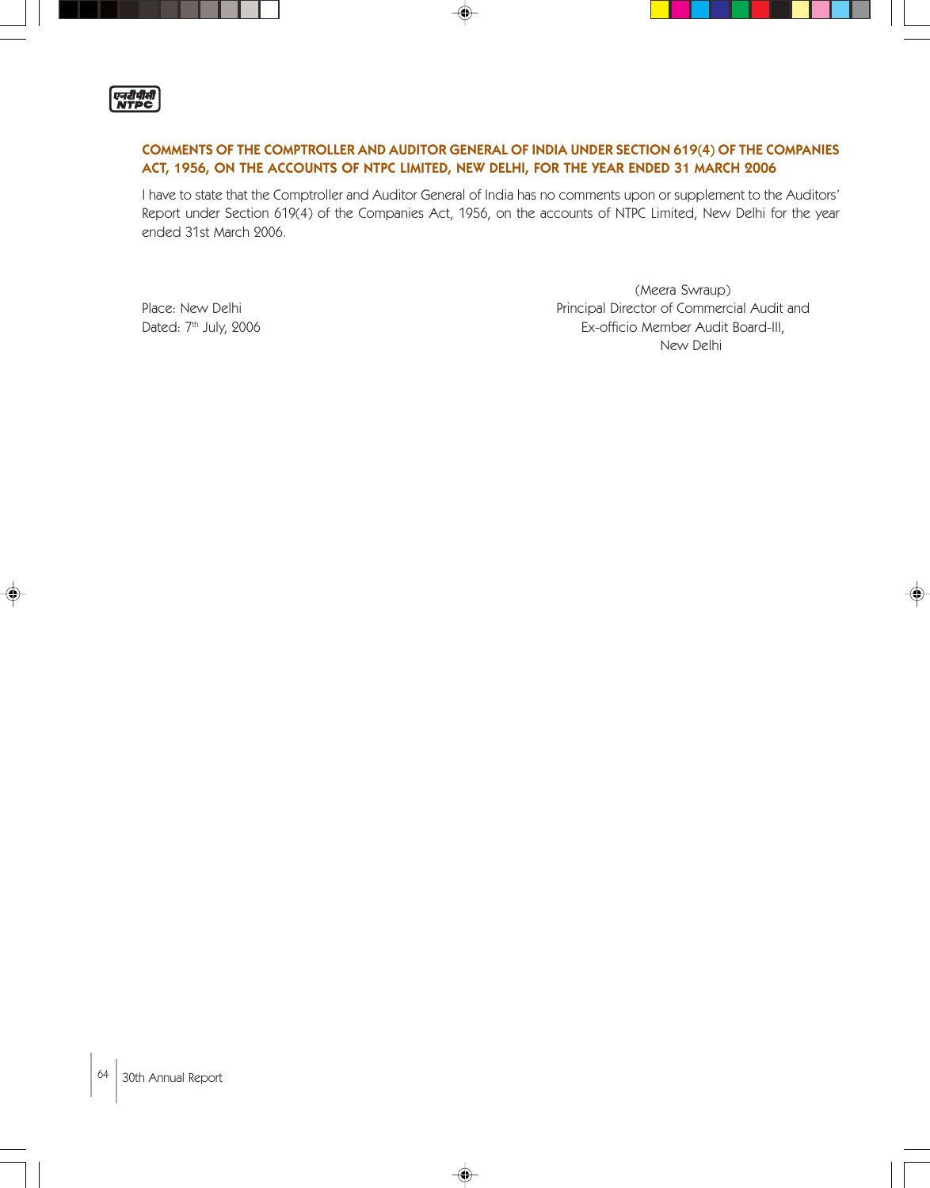## COMMENTS OF THE COMPTROLLER AND AUDITOR GENERAL OF INDIA UNDER SECTION 619(4) OF THE COMPANIES ACT, 1956, ON THE ACCOUNTS OF NTPC LIMITED, NEW DELHI, FOR THE YEAR ENDED 31 MARCH 2006

I have to state that the Comptroller and Auditor General of India has no comments upon or supplement to the Auditors' Report under Section 619(4) of the Companies Act, 1956, on the accounts of NTPC Limited, New Delhi for the year ended 31st March 2006.

Place: New Delhi
Dated: 7th July, 2006

(Meera Swraup)
Principal Director of Commercial Audit and
Ex-officio Member Audit Board-III,
New Delhi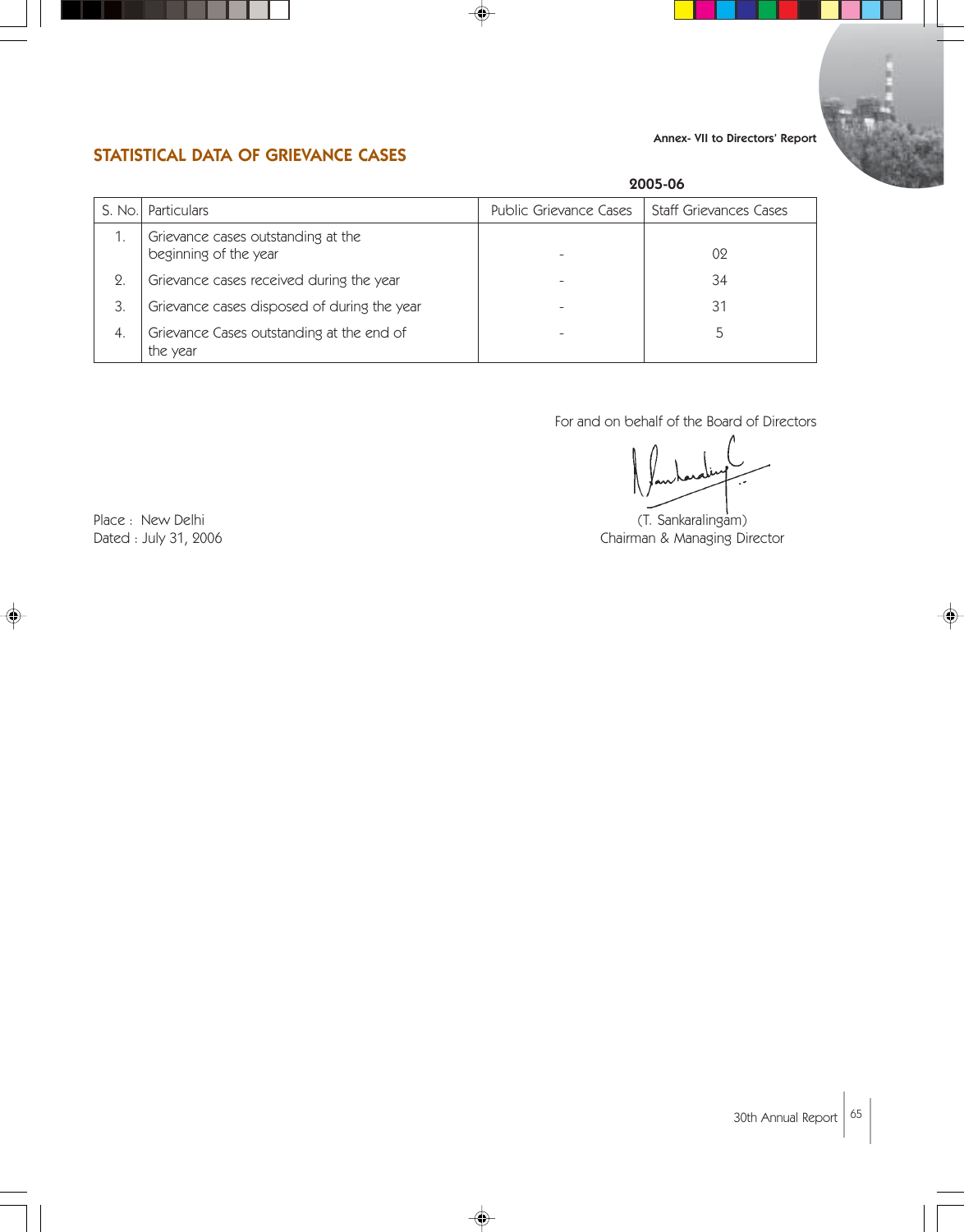Annex- VII to Directors' Report

## STATISTICAL DATA OF GRIEVANCE CASES

**2005-06**

| S. No. | Particulars | Public Grievance Cases | Staff Grievances Cases |
|---|---|---|---|
| 1. | Grievance cases outstanding at the beginning of the year | - | 02 |
| 2. | Grievance cases received during the year | - | 34 |
| 3. | Grievance cases disposed of during the year | - | 31 |
| 4. | Grievance Cases outstanding at the end of the year | - | 5 |

For and on behalf of the Board of Directors

(T. Sankaralingam)
Chairman & Managing Director

Place : New Delhi
Dated : July 31, 2006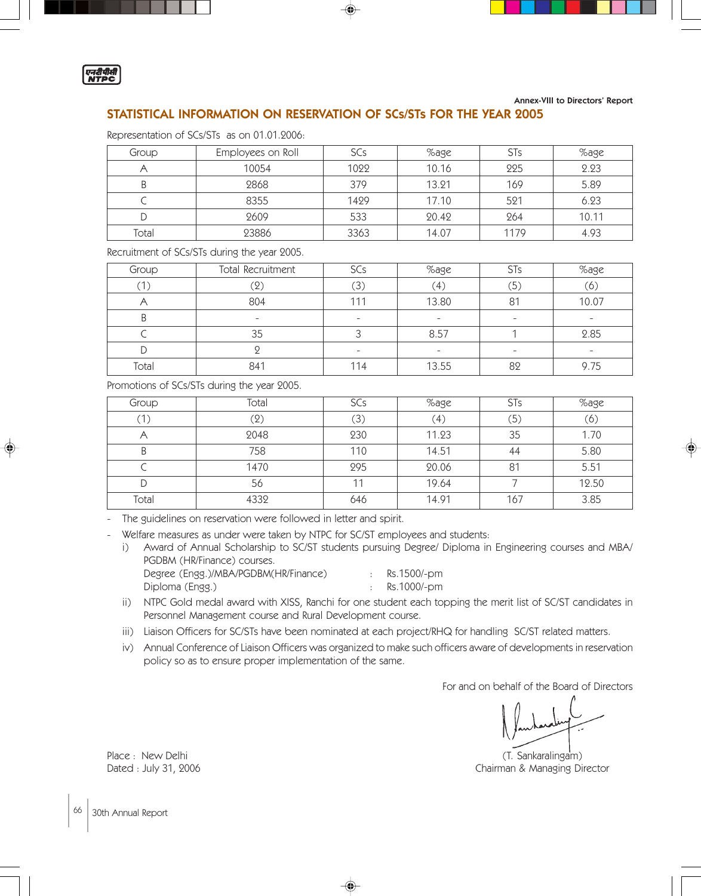Annex-VIII to Directors' Report

## STATISTICAL INFORMATION ON RESERVATION OF SCs/STs FOR THE YEAR 2005

Representation of SCs/STs as on 01.01.2006:

| Group | Employees on Roll | SCs | %age | STs | %age |
|---|---|---|---|---|---|
| A | 10054 | 1022 | 10.16 | 225 | 2.23 |
| B | 2868 | 379 | 13.21 | 169 | 5.89 |
| C | 8355 | 1429 | 17.10 | 521 | 6.23 |
| D | 2609 | 533 | 20.42 | 264 | 10.11 |
| Total | 23886 | 3363 | 14.07 | 1179 | 4.93 |

Recruitment of SCs/STs during the year 2005.

| Group | Total Recruitment | SCs | %age | STs | %age |
|---|---|---|---|---|---|
| (1) | (2) | (3) | (4) | (5) | (6) |
| A | 804 | 111 | 13.80 | 81 | 10.07 |
| B | - | - | - | - | - |
| C | 35 | 3 | 8.57 | 1 | 2.85 |
| D | 2 | - | - | - | - |
| Total | 841 | 114 | 13.55 | 82 | 9.75 |

Promotions of SCs/STs during the year 2005.

| Group | Total | SCs | %age | STs | %age |
|---|---|---|---|---|---|
| (1) | (2) | (3) | (4) | (5) | (6) |
| A | 2048 | 230 | 11.23 | 35 | 1.70 |
| B | 758 | 110 | 14.51 | 44 | 5.80 |
| C | 1470 | 295 | 20.06 | 81 | 5.51 |
| D | 56 | 11 | 19.64 | 7 | 12.50 |
| Total | 4332 | 646 | 14.91 | 167 | 3.85 |

- The guidelines on reservation were followed in letter and spirit.
- Welfare measures as under were taken by NTPC for SC/ST employees and students:
  - i) Award of Annual Scholarship to SC/ST students pursuing Degree/ Diploma in Engineering courses and MBA/ PGDBM (HR/Finance) courses.
    Degree (Engg.)/MBA/PGDBM(HR/Finance) : Rs.1500/-pm
    Diploma (Engg.) : Rs.1000/-pm
  - ii) NTPC Gold medal award with XISS, Ranchi for one student each topping the merit list of SC/ST candidates in Personnel Management course and Rural Development course.
  - iii) Liaison Officers for SC/STs have been nominated at each project/RHQ for handling SC/ST related matters.
  - iv) Annual Conference of Liaison Officers was organized to make such officers aware of developments in reservation policy so as to ensure proper implementation of the same.

For and on behalf of the Board of Directors

(T. Sankaralingam)
Chairman & Managing Director

Place : New Delhi
Dated : July 31, 2006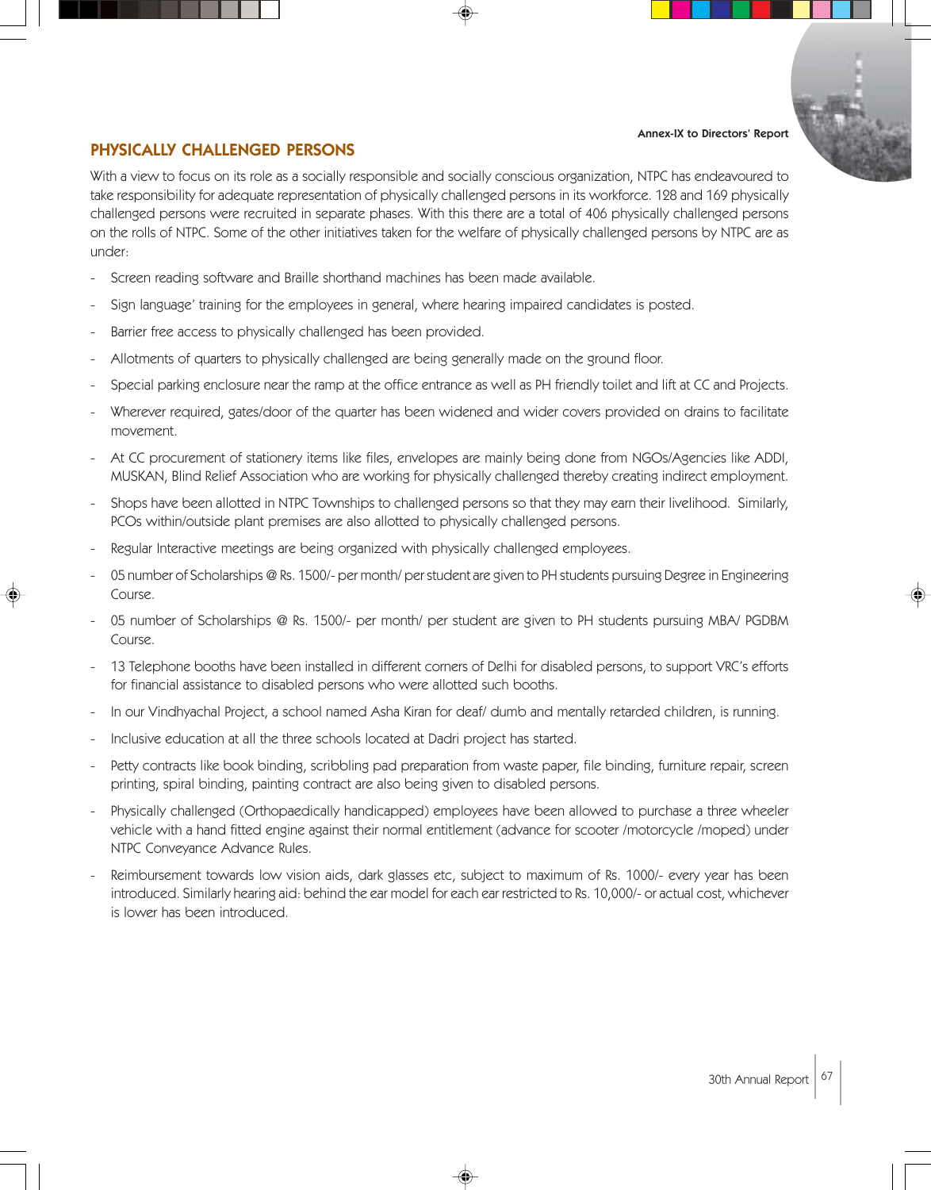## PHYSICALLY CHALLENGED PERSONS

With a view to focus on its role as a socially responsible and socially conscious organization, NTPC has endeavoured to take responsibility for adequate representation of physically challenged persons in its workforce. 128 and 169 physically challenged persons were recruited in separate phases. With this there are a total of 406 physically challenged persons on the rolls of NTPC. Some of the other initiatives taken for the welfare of physically challenged persons by NTPC are as under:

- Screen reading software and Braille shorthand machines has been made available.
- Sign language' training for the employees in general, where hearing impaired candidates is posted.
- Barrier free access to physically challenged has been provided.
- Allotments of quarters to physically challenged are being generally made on the ground floor.
- Special parking enclosure near the ramp at the office entrance as well as PH friendly toilet and lift at CC and Projects.
- Wherever required, gates/door of the quarter has been widened and wider covers provided on drains to facilitate movement.
- At CC procurement of stationery items like files, envelopes are mainly being done from NGOs/Agencies like ADDI, MUSKAN, Blind Relief Association who are working for physically challenged thereby creating indirect employment.
- Shops have been allotted in NTPC Townships to challenged persons so that they may earn their livelihood. Similarly, PCOs within/outside plant premises are also allotted to physically challenged persons.
- Regular Interactive meetings are being organized with physically challenged employees.
- 05 number of Scholarships @ Rs. 1500/- per month/ per student are given to PH students pursuing Degree in Engineering Course.
- 05 number of Scholarships @ Rs. 1500/- per month/ per student are given to PH students pursuing MBA/ PGDBM Course.
- 13 Telephone booths have been installed in different corners of Delhi for disabled persons, to support VRC's efforts for financial assistance to disabled persons who were allotted such booths.
- In our Vindhyachal Project, a school named Asha Kiran for deaf/ dumb and mentally retarded children, is running.
- Inclusive education at all the three schools located at Dadri project has started.
- Petty contracts like book binding, scribbling pad preparation from waste paper, file binding, furniture repair, screen printing, spiral binding, painting contract are also being given to disabled persons.
- Physically challenged (Orthopaedically handicapped) employees have been allowed to purchase a three wheeler vehicle with a hand fitted engine against their normal entitlement (advance for scooter /motorcycle /moped) under NTPC Conveyance Advance Rules.
- Reimbursement towards low vision aids, dark glasses etc, subject to maximum of Rs. 1000/- every year has been introduced. Similarly hearing aid: behind the ear model for each ear restricted to Rs. 10,000/- or actual cost, whichever is lower has been introduced.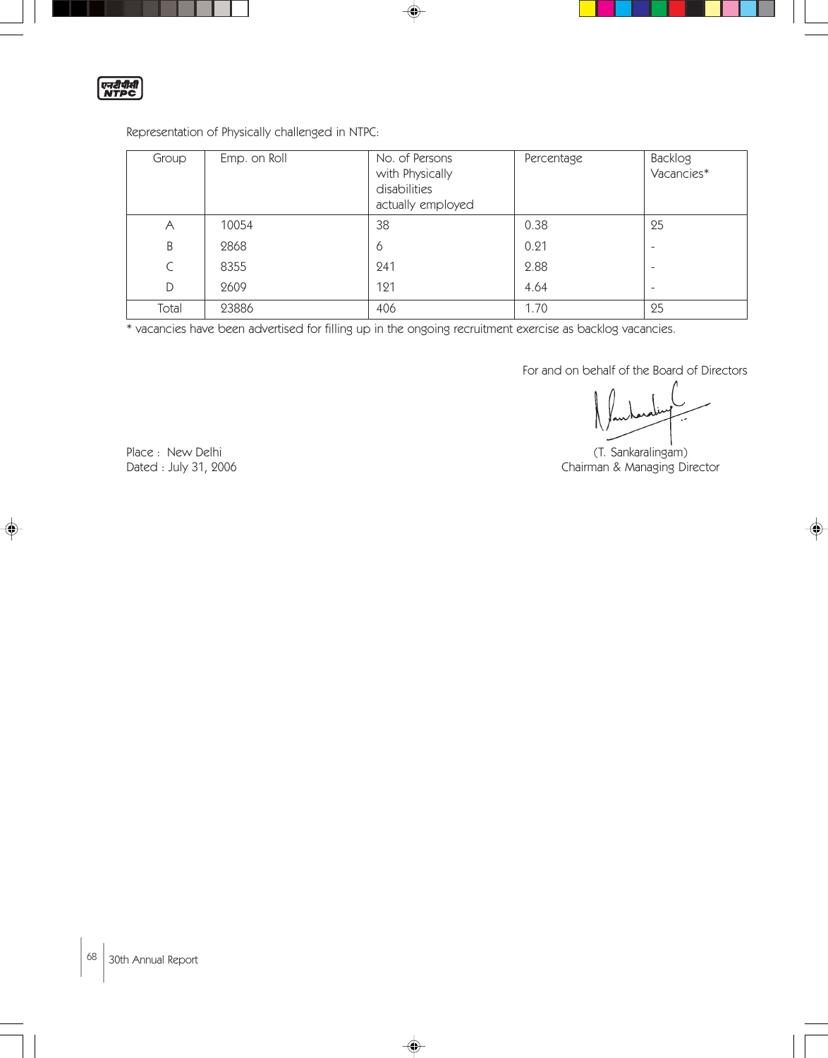Representation of Physically challenged in NTPC:

| Group | Emp. on Roll | No. of Persons with Physically disabilities actually employed | Percentage | Backlog Vacancies* |
|---|---|---|---|---|
| A | 10054 | 38 | 0.38 | 25 |
| B | 2868 | 6 | 0.21 | - |
| C | 8355 | 241 | 2.88 | - |
| D | 2609 | 121 | 4.64 | - |
| Total | 23886 | 406 | 1.70 | 25 |

* vacancies have been advertised for filling up in the ongoing recruitment exercise as backlog vacancies.

For and on behalf of the Board of Directors

(T. Sankaralingam)
Chairman & Managing Director

Place : New Delhi
Dated : July 31, 2006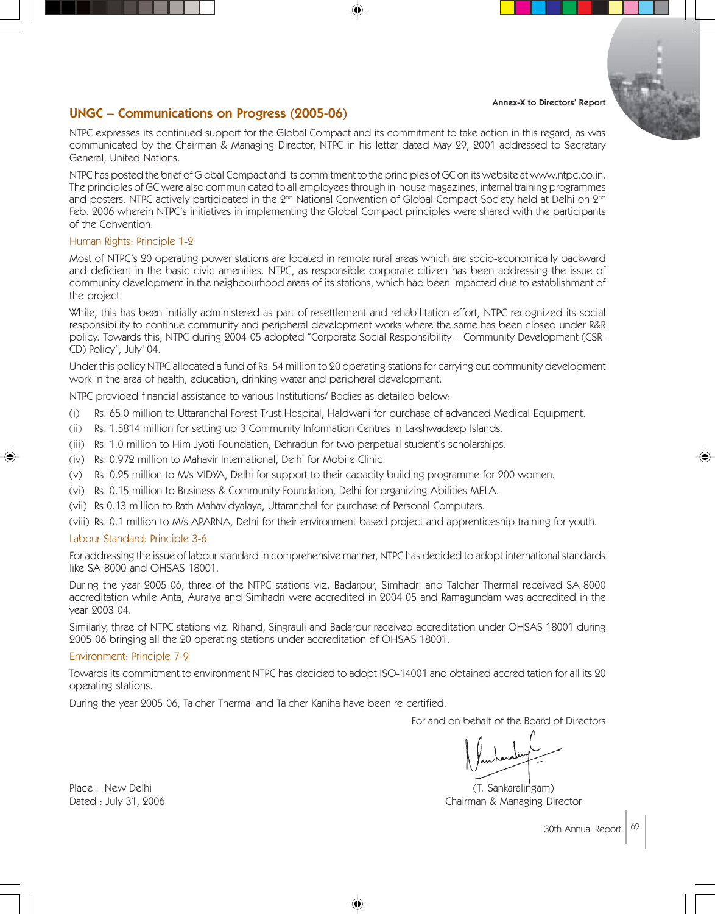Annex-X to Directors' Report

## UNGC – Communications on Progress (2005-06)

NTPC expresses its continued support for the Global Compact and its commitment to take action in this regard, as was communicated by the Chairman & Managing Director, NTPC in his letter dated May 29, 2001 addressed to Secretary General, United Nations.

NTPC has posted the brief of Global Compact and its commitment to the principles of GC on its website at www.ntpc.co.in. The principles of GC were also communicated to all employees through in-house magazines, internal training programmes and posters. NTPC actively participated in the 2nd National Convention of Global Compact Society held at Delhi on 2nd Feb. 2006 wherein NTPC's initiatives in implementing the Global Compact principles were shared with the participants of the Convention.

### Human Rights: Principle 1-2

Most of NTPC's 20 operating power stations are located in remote rural areas which are socio-economically backward and deficient in the basic civic amenities. NTPC, as responsible corporate citizen has been addressing the issue of community development in the neighbourhood areas of its stations, which had been impacted due to establishment of the project.

While, this has been initially administered as part of resettlement and rehabilitation effort, NTPC recognized its social responsibility to continue community and peripheral development works where the same has been closed under R&R policy. Towards this, NTPC during 2004-05 adopted "Corporate Social Responsibility – Community Development (CSR-CD) Policy", July' 04.

Under this policy NTPC allocated a fund of Rs. 54 million to 20 operating stations for carrying out community development work in the area of health, education, drinking water and peripheral development.

NTPC provided financial assistance to various Institutions/ Bodies as detailed below:

(i) Rs. 65.0 million to Uttaranchal Forest Trust Hospital, Haldwani for purchase of advanced Medical Equipment.

(ii) Rs. 1.5814 million for setting up 3 Community Information Centres in Lakshwadeep Islands.

(iii) Rs. 1.0 million to Him Jyoti Foundation, Dehradun for two perpetual student's scholarships.

(iv) Rs. 0.972 million to Mahavir International, Delhi for Mobile Clinic.

(v) Rs. 0.25 million to M/s VIDYA, Delhi for support to their capacity building programme for 200 women.

(vi) Rs. 0.15 million to Business & Community Foundation, Delhi for organizing Abilities MELA.

(vii) Rs 0.13 million to Rath Mahavidyalaya, Uttaranchal for purchase of Personal Computers.

(viii) Rs. 0.1 million to M/s APARNA, Delhi for their environment based project and apprenticeship training for youth.

### Labour Standard: Principle 3-6

For addressing the issue of labour standard in comprehensive manner, NTPC has decided to adopt international standards like SA-8000 and OHSAS-18001.

During the year 2005-06, three of the NTPC stations viz. Badarpur, Simhadri and Talcher Thermal received SA-8000 accreditation while Anta, Auraiya and Simhadri were accredited in 2004-05 and Ramagundam was accredited in the year 2003-04.

Similarly, three of NTPC stations viz. Rihand, Singrauli and Badarpur received accreditation under OHSAS 18001 during 2005-06 bringing all the 20 operating stations under accreditation of OHSAS 18001.

### Environment: Principle 7-9

Towards its commitment to environment NTPC has decided to adopt ISO-14001 and obtained accreditation for all its 20 operating stations.

During the year 2005-06, Talcher Thermal and Talcher Kaniha have been re-certified.

For and on behalf of the Board of Directors

(T. Sankaralingam)
Chairman & Managing Director

Place : New Delhi
Dated : July 31, 2006